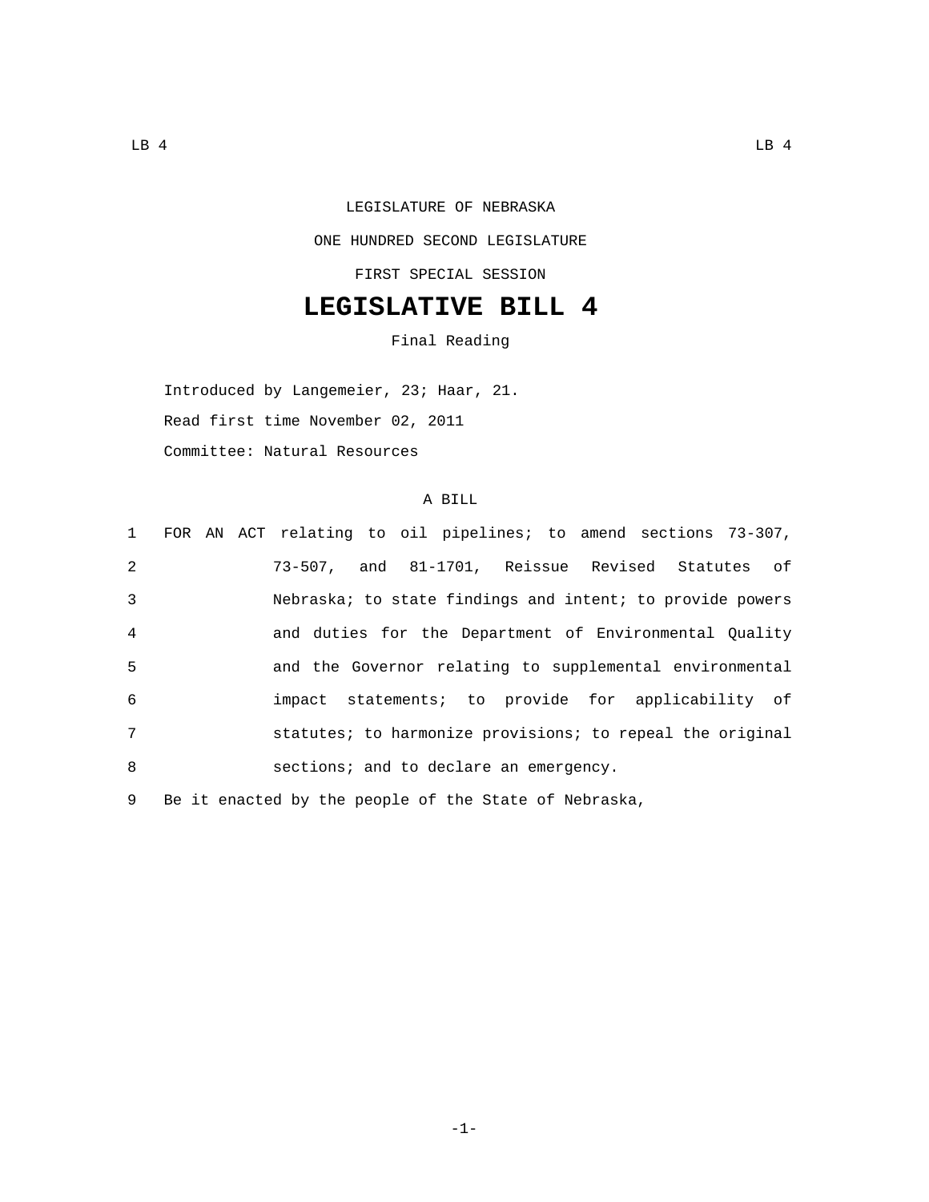LEGISLATURE OF NEBRASKA

ONE HUNDRED SECOND LEGISLATURE

FIRST SPECIAL SESSION

# LEGISLATIVE BILL 4

Final Reading

Introduced by Langemeier, 23; Haar, 21.

Read first time November 02, 2011

Committee: Natural Resources

A BILL

1 FOR AN ACT relating to oil pipelines; to amend sections 73-307,
2 73-507, and 81-1701, Reissue Revised Statutes of
3 Nebraska; to state findings and intent; to provide powers
4 and duties for the Department of Environmental Quality
5 and the Governor relating to supplemental environmental
6 impact statements; to provide for applicability of
7 statutes; to harmonize provisions; to repeal the original
8 sections; and to declare an emergency.

9 Be it enacted by the people of the State of Nebraska,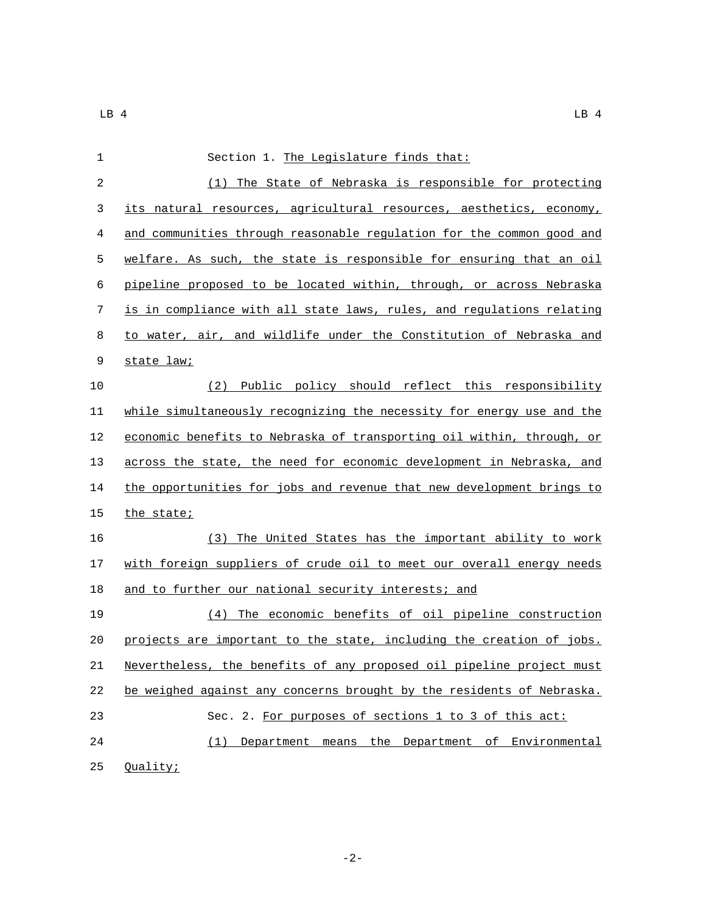Section 1. The Legislature finds that:

(1) The State of Nebraska is responsible for protecting its natural resources, agricultural resources, aesthetics, economy, and communities through reasonable regulation for the common good and welfare. As such, the state is responsible for ensuring that an oil pipeline proposed to be located within, through, or across Nebraska is in compliance with all state laws, rules, and regulations relating to water, air, and wildlife under the Constitution of Nebraska and state law;

(2) Public policy should reflect this responsibility while simultaneously recognizing the necessity for energy use and the economic benefits to Nebraska of transporting oil within, through, or across the state, the need for economic development in Nebraska, and the opportunities for jobs and revenue that new development brings to the state;

(3) The United States has the important ability to work with foreign suppliers of crude oil to meet our overall energy needs and to further our national security interests; and

(4) The economic benefits of oil pipeline construction projects are important to the state, including the creation of jobs. Nevertheless, the benefits of any proposed oil pipeline project must be weighed against any concerns brought by the residents of Nebraska.

Sec. 2. For purposes of sections 1 to 3 of this act:

(1) Department means the Department of Environmental Quality;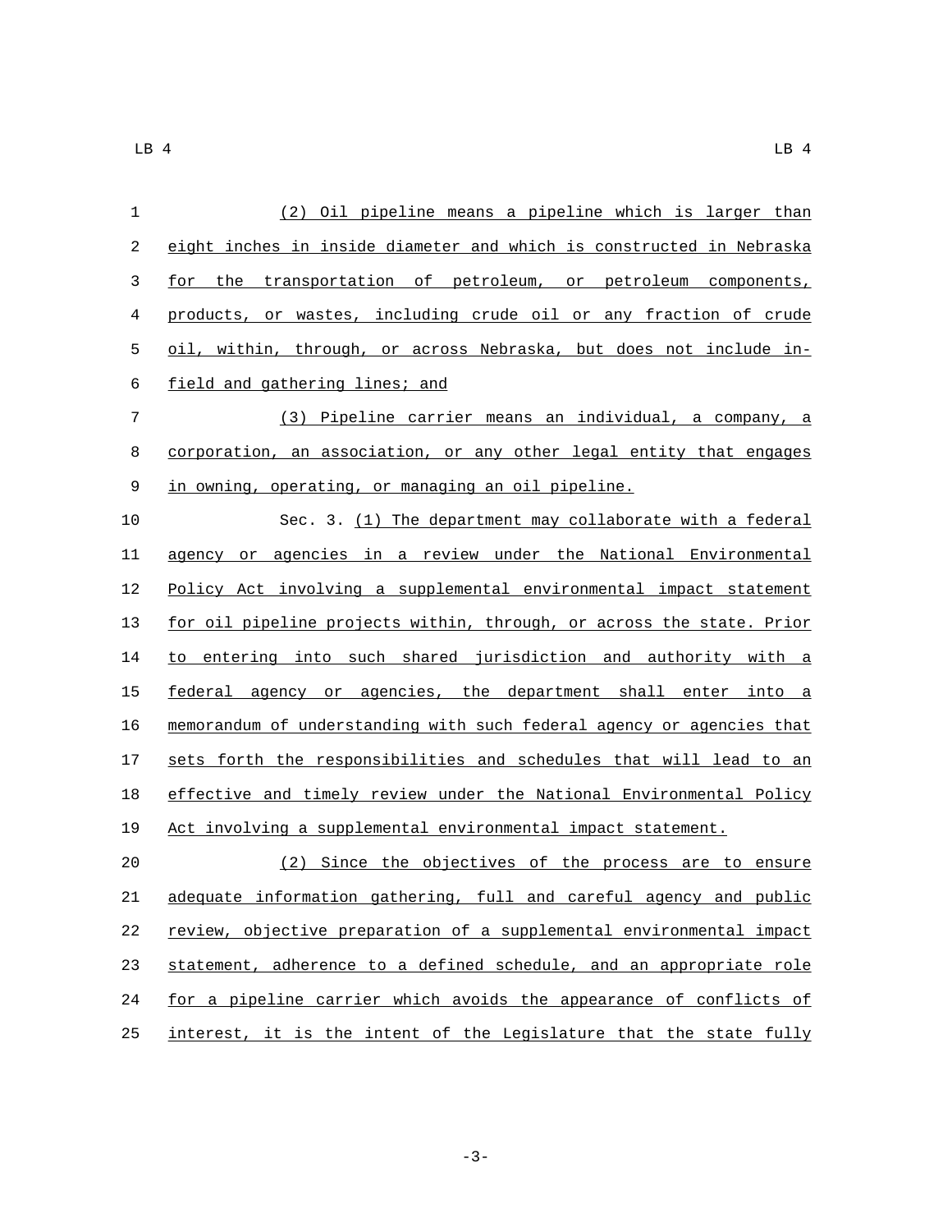(2) Oil pipeline means a pipeline which is larger than eight inches in inside diameter and which is constructed in Nebraska for the transportation of petroleum, or petroleum components, products, or wastes, including crude oil or any fraction of crude oil, within, through, or across Nebraska, but does not include in-field and gathering lines; and

(3) Pipeline carrier means an individual, a company, a corporation, an association, or any other legal entity that engages in owning, operating, or managing an oil pipeline.

Sec. 3. (1) The department may collaborate with a federal agency or agencies in a review under the National Environmental Policy Act involving a supplemental environmental impact statement for oil pipeline projects within, through, or across the state. Prior to entering into such shared jurisdiction and authority with a federal agency or agencies, the department shall enter into a memorandum of understanding with such federal agency or agencies that sets forth the responsibilities and schedules that will lead to an effective and timely review under the National Environmental Policy Act involving a supplemental environmental impact statement.

(2) Since the objectives of the process are to ensure adequate information gathering, full and careful agency and public review, objective preparation of a supplemental environmental impact statement, adherence to a defined schedule, and an appropriate role for a pipeline carrier which avoids the appearance of conflicts of interest, it is the intent of the Legislature that the state fully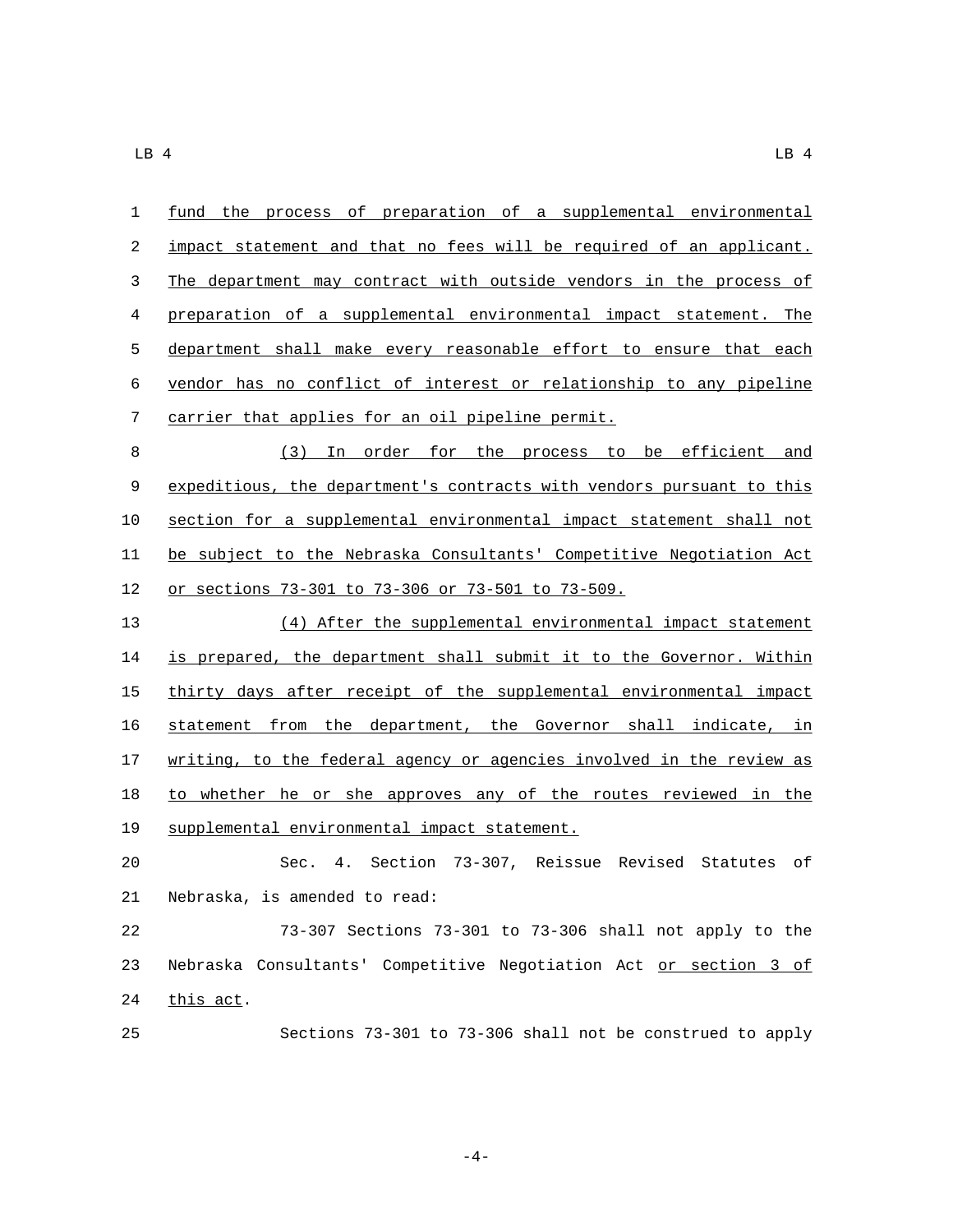fund the process of preparation of a supplemental environmental impact statement and that no fees will be required of an applicant. The department may contract with outside vendors in the process of preparation of a supplemental environmental impact statement. The department shall make every reasonable effort to ensure that each vendor has no conflict of interest or relationship to any pipeline carrier that applies for an oil pipeline permit.

(3) In order for the process to be efficient and expeditious, the department's contracts with vendors pursuant to this section for a supplemental environmental impact statement shall not be subject to the Nebraska Consultants' Competitive Negotiation Act or sections 73-301 to 73-306 or 73-501 to 73-509.

(4) After the supplemental environmental impact statement is prepared, the department shall submit it to the Governor. Within thirty days after receipt of the supplemental environmental impact statement from the department, the Governor shall indicate, in writing, to the federal agency or agencies involved in the review as to whether he or she approves any of the routes reviewed in the supplemental environmental impact statement.

Sec. 4. Section 73-307, Reissue Revised Statutes of Nebraska, is amended to read:

73-307 Sections 73-301 to 73-306 shall not apply to the Nebraska Consultants' Competitive Negotiation Act or section 3 of this act.

Sections 73-301 to 73-306 shall not be construed to apply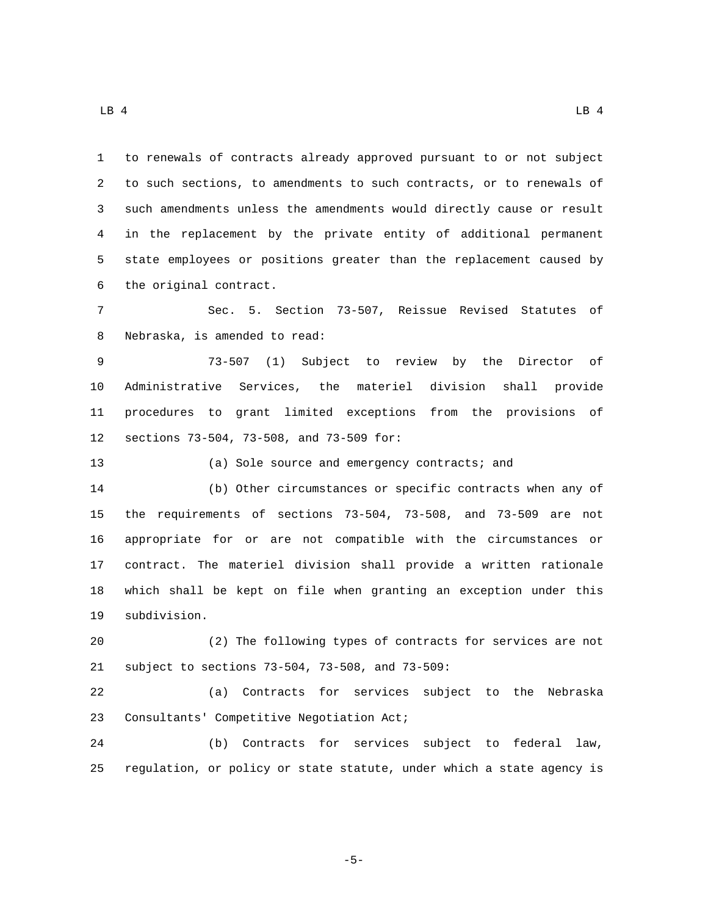to renewals of contracts already approved pursuant to or not subject to such sections, to amendments to such contracts, or to renewals of such amendments unless the amendments would directly cause or result in the replacement by the private entity of additional permanent state employees or positions greater than the replacement caused by the original contract.

Sec. 5. Section 73-507, Reissue Revised Statutes of Nebraska, is amended to read:

73-507 (1) Subject to review by the Director of Administrative Services, the materiel division shall provide procedures to grant limited exceptions from the provisions of sections 73-504, 73-508, and 73-509 for:

(a) Sole source and emergency contracts; and

(b) Other circumstances or specific contracts when any of the requirements of sections 73-504, 73-508, and 73-509 are not appropriate for or are not compatible with the circumstances or contract. The materiel division shall provide a written rationale which shall be kept on file when granting an exception under this subdivision.

(2) The following types of contracts for services are not subject to sections 73-504, 73-508, and 73-509:

(a) Contracts for services subject to the Nebraska Consultants' Competitive Negotiation Act;

(b) Contracts for services subject to federal law, regulation, or policy or state statute, under which a state agency is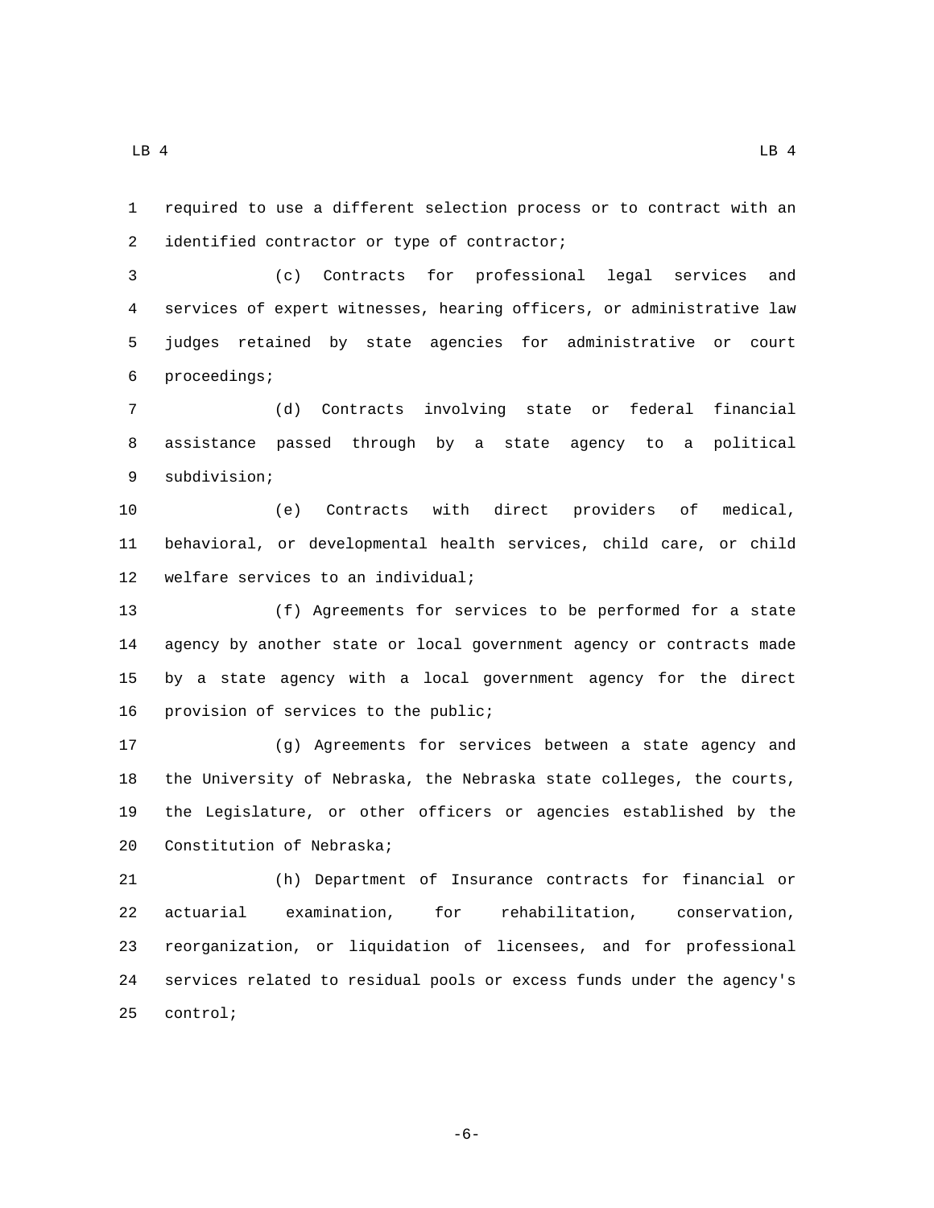required to use a different selection process or to contract with an identified contractor or type of contractor;

(c) Contracts for professional legal services and services of expert witnesses, hearing officers, or administrative law judges retained by state agencies for administrative or court proceedings;

(d) Contracts involving state or federal financial assistance passed through by a state agency to a political subdivision;

(e) Contracts with direct providers of medical, behavioral, or developmental health services, child care, or child welfare services to an individual;

(f) Agreements for services to be performed for a state agency by another state or local government agency or contracts made by a state agency with a local government agency for the direct provision of services to the public;

(g) Agreements for services between a state agency and the University of Nebraska, the Nebraska state colleges, the courts, the Legislature, or other officers or agencies established by the Constitution of Nebraska;

(h) Department of Insurance contracts for financial or actuarial examination, for rehabilitation, conservation, reorganization, or liquidation of licensees, and for professional services related to residual pools or excess funds under the agency's control;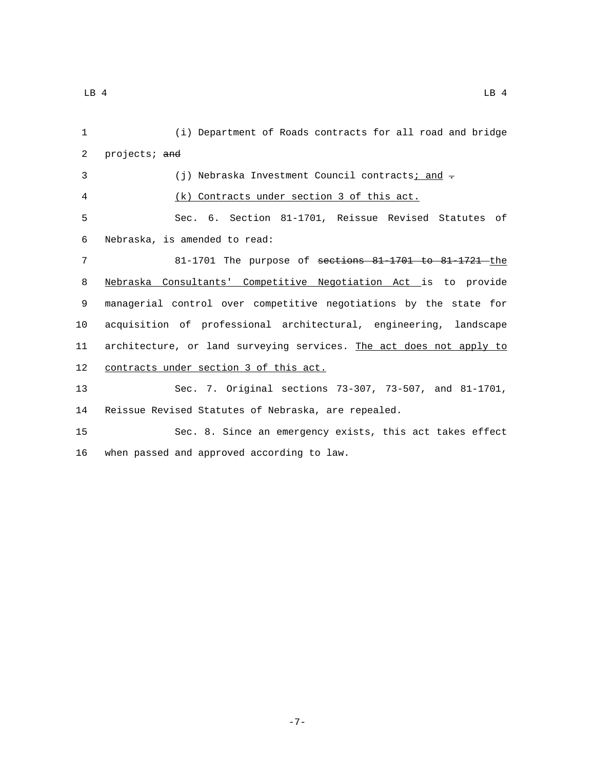(i) Department of Roads contracts for all road and bridge projects; ~~and~~

(j) Nebraska Investment Council contracts; and ~~.~~

(k) Contracts under section 3 of this act.

Sec. 6. Section 81-1701, Reissue Revised Statutes of Nebraska, is amended to read:

81-1701 The purpose of ~~sections 81-1701 to 81-1721~~ the Nebraska Consultants' Competitive Negotiation Act is to provide managerial control over competitive negotiations by the state for acquisition of professional architectural, engineering, landscape architecture, or land surveying services. The act does not apply to contracts under section 3 of this act.

Sec. 7. Original sections 73-307, 73-507, and 81-1701, Reissue Revised Statutes of Nebraska, are repealed.

Sec. 8. Since an emergency exists, this act takes effect when passed and approved according to law.